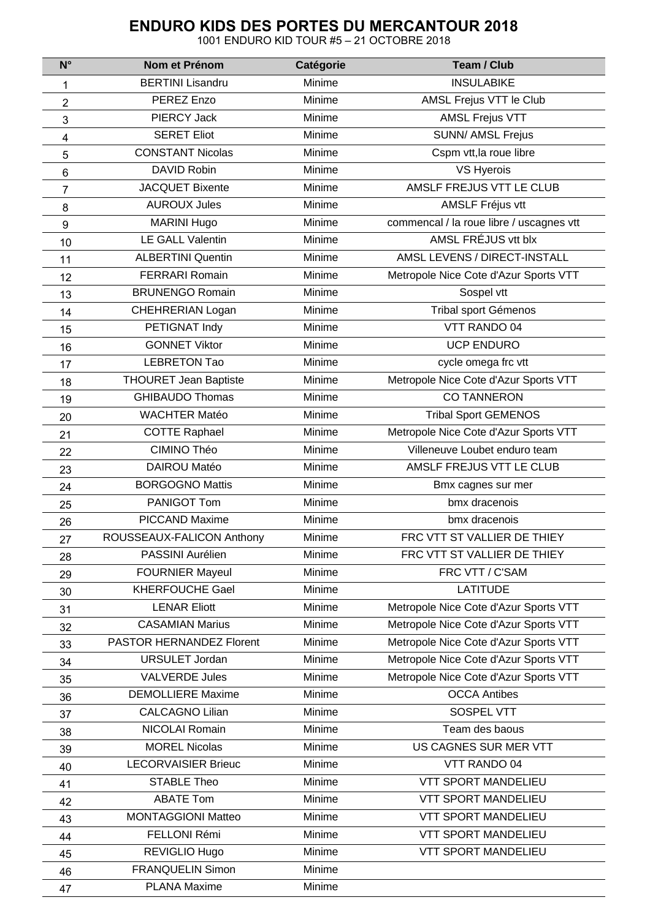# ENDURO KIDS DES PORTES DU MERCANTOUR 2018

1001 ENDURO KID TOUR #5 – 21 OCTOBRE 2018

| N° | Nom et Prénom | Catégorie | Team / Club |
|---|---|---|---|
| 1 | BERTINI Lisandru | Minime | INSULABIKE |
| 2 | PEREZ Enzo | Minime | AMSL Frejus VTT le Club |
| 3 | PIERCY Jack | Minime | AMSL Frejus VTT |
| 4 | SERET Eliot | Minime | SUNN/ AMSL Frejus |
| 5 | CONSTANT Nicolas | Minime | Cspm vtt,la roue libre |
| 6 | DAVID Robin | Minime | VS Hyerois |
| 7 | JACQUET Bixente | Minime | AMSLF FREJUS VTT LE CLUB |
| 8 | AUROUX Jules | Minime | AMSLF Fréjus vtt |
| 9 | MARINI Hugo | Minime | commencal / la roue libre / uscagnes vtt |
| 10 | LE GALL Valentin | Minime | AMSL FRÉJUS vtt blx |
| 11 | ALBERTINI Quentin | Minime | AMSL LEVENS / DIRECT-INSTALL |
| 12 | FERRARI Romain | Minime | Metropole Nice Cote d'Azur Sports VTT |
| 13 | BRUNENGO Romain | Minime | Sospel vtt |
| 14 | CHEHRERIAN Logan | Minime | Tribal sport Gémenos |
| 15 | PETIGNAT Indy | Minime | VTT RANDO 04 |
| 16 | GONNET Viktor | Minime | UCP ENDURO |
| 17 | LEBRETON Tao | Minime | cycle omega frc vtt |
| 18 | THOURET Jean Baptiste | Minime | Metropole Nice Cote d'Azur Sports VTT |
| 19 | GHIBAUDO Thomas | Minime | CO TANNERON |
| 20 | WACHTER Matéo | Minime | Tribal Sport GEMENOS |
| 21 | COTTE Raphael | Minime | Metropole Nice Cote d'Azur Sports VTT |
| 22 | CIMINO Théo | Minime | Villeneuve Loubet enduro team |
| 23 | DAIROU Matéo | Minime | AMSLF FREJUS VTT LE CLUB |
| 24 | BORGOGNO Mattis | Minime | Bmx cagnes sur mer |
| 25 | PANIGOT Tom | Minime | bmx dracenois |
| 26 | PICCAND Maxime | Minime | bmx dracenois |
| 27 | ROUSSEAUX-FALICON Anthony | Minime | FRC VTT ST VALLIER DE THIEY |
| 28 | PASSINI Aurélien | Minime | FRC VTT ST VALLIER DE THIEY |
| 29 | FOURNIER Mayeul | Minime | FRC VTT / C'SAM |
| 30 | KHERFOUCHE Gael | Minime | LATITUDE |
| 31 | LENAR Eliott | Minime | Metropole Nice Cote d'Azur Sports VTT |
| 32 | CASAMIAN Marius | Minime | Metropole Nice Cote d'Azur Sports VTT |
| 33 | PASTOR HERNANDEZ Florent | Minime | Metropole Nice Cote d'Azur Sports VTT |
| 34 | URSULET Jordan | Minime | Metropole Nice Cote d'Azur Sports VTT |
| 35 | VALVERDE Jules | Minime | Metropole Nice Cote d'Azur Sports VTT |
| 36 | DEMOLLIERE Maxime | Minime | OCCA Antibes |
| 37 | CALCAGNO Lilian | Minime | SOSPEL VTT |
| 38 | NICOLAI Romain | Minime | Team des baous |
| 39 | MOREL Nicolas | Minime | US CAGNES SUR MER VTT |
| 40 | LECORVAISIER Brieuc | Minime | VTT RANDO 04 |
| 41 | STABLE Theo | Minime | VTT SPORT MANDELIEU |
| 42 | ABATE Tom | Minime | VTT SPORT MANDELIEU |
| 43 | MONTAGGIONI Matteo | Minime | VTT SPORT MANDELIEU |
| 44 | FELLONI Rémi | Minime | VTT SPORT MANDELIEU |
| 45 | REVIGLIO Hugo | Minime | VTT SPORT MANDELIEU |
| 46 | FRANQUELIN Simon | Minime | |
| 47 | PLANA Maxime | Minime | |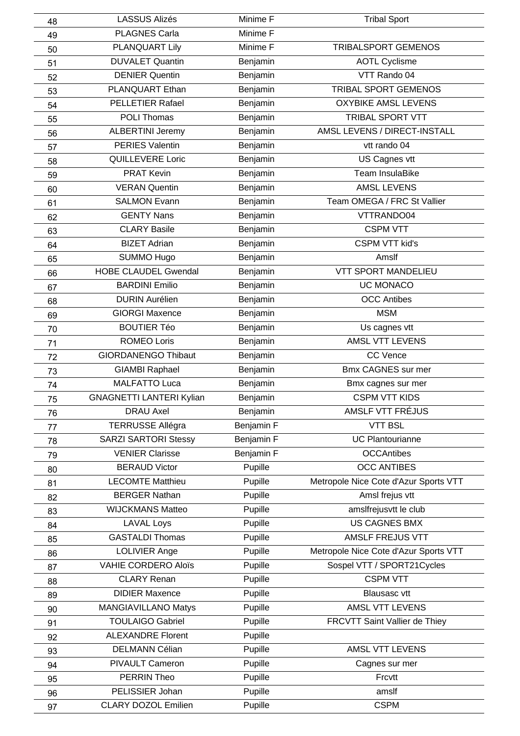| 48 | LASSUS Alizés | Minime F | Tribal Sport |
|---|---|---|---|
| 49 | PLAGNES Carla | Minime F | |
| 50 | PLANQUART Lily | Minime F | TRIBALSPORT GEMENOS |
| 51 | DUVALET Quantin | Benjamin | AOTL Cyclisme |
| 52 | DENIER Quentin | Benjamin | VTT Rando 04 |
| 53 | PLANQUART Ethan | Benjamin | TRIBAL SPORT GEMENOS |
| 54 | PELLETIER Rafael | Benjamin | OXYBIKE AMSL LEVENS |
| 55 | POLI Thomas | Benjamin | TRIBAL SPORT VTT |
| 56 | ALBERTINI Jeremy | Benjamin | AMSL LEVENS / DIRECT-INSTALL |
| 57 | PERIES Valentin | Benjamin | vtt rando 04 |
| 58 | QUILLEVERE Loric | Benjamin | US Cagnes vtt |
| 59 | PRAT Kevin | Benjamin | Team InsulaBike |
| 60 | VERAN Quentin | Benjamin | AMSL LEVENS |
| 61 | SALMON Evann | Benjamin | Team OMEGA / FRC St Vallier |
| 62 | GENTY Nans | Benjamin | VTTRANDO04 |
| 63 | CLARY Basile | Benjamin | CSPM VTT |
| 64 | BIZET Adrian | Benjamin | CSPM VTT kid's |
| 65 | SUMMO Hugo | Benjamin | Amslf |
| 66 | HOBE CLAUDEL Gwendal | Benjamin | VTT SPORT MANDELIEU |
| 67 | BARDINI Emilio | Benjamin | UC MONACO |
| 68 | DURIN Aurélien | Benjamin | OCC Antibes |
| 69 | GIORGI Maxence | Benjamin | MSM |
| 70 | BOUTIER Téo | Benjamin | Us cagnes vtt |
| 71 | ROMEO Loris | Benjamin | AMSL VTT LEVENS |
| 72 | GIORDANENGO Thibaut | Benjamin | CC Vence |
| 73 | GIAMBI Raphael | Benjamin | Bmx CAGNES sur mer |
| 74 | MALFATTO Luca | Benjamin | Bmx cagnes sur mer |
| 75 | GNAGNETTI LANTERI Kylian | Benjamin | CSPM VTT KIDS |
| 76 | DRAU Axel | Benjamin | AMSLF VTT FRÉJUS |
| 77 | TERRUSSE Allégra | Benjamin F | VTT BSL |
| 78 | SARZI SARTORI Stessy | Benjamin F | UC Plantourianne |
| 79 | VENIER Clarisse | Benjamin F | OCCAntibes |
| 80 | BERAUD Victor | Pupille | OCC ANTIBES |
| 81 | LECOMTE Matthieu | Pupille | Metropole Nice Cote d'Azur Sports VTT |
| 82 | BERGER Nathan | Pupille | Amsl frejus vtt |
| 83 | WIJCKMANS Matteo | Pupille | amslfrejusvtt le club |
| 84 | LAVAL Loys | Pupille | US CAGNES BMX |
| 85 | GASTALDI Thomas | Pupille | AMSLF FREJUS VTT |
| 86 | LOLIVIER Ange | Pupille | Metropole Nice Cote d'Azur Sports VTT |
| 87 | VAHIE CORDERO Aloïs | Pupille | Sospel VTT / SPORT21Cycles |
| 88 | CLARY Renan | Pupille | CSPM VTT |
| 89 | DIDIER Maxence | Pupille | Blausasc vtt |
| 90 | MANGIAVILLANO Matys | Pupille | AMSL VTT LEVENS |
| 91 | TOULAIGO Gabriel | Pupille | FRCVTT Saint Vallier de Thiey |
| 92 | ALEXANDRE Florent | Pupille | |
| 93 | DELMANN Célian | Pupille | AMSL VTT LEVENS |
| 94 | PIVAULT Cameron | Pupille | Cagnes sur mer |
| 95 | PERRIN Theo | Pupille | Frcvtt |
| 96 | PELISSIER Johan | Pupille | amslf |
| 97 | CLARY DOZOL Emilien | Pupille | CSPM |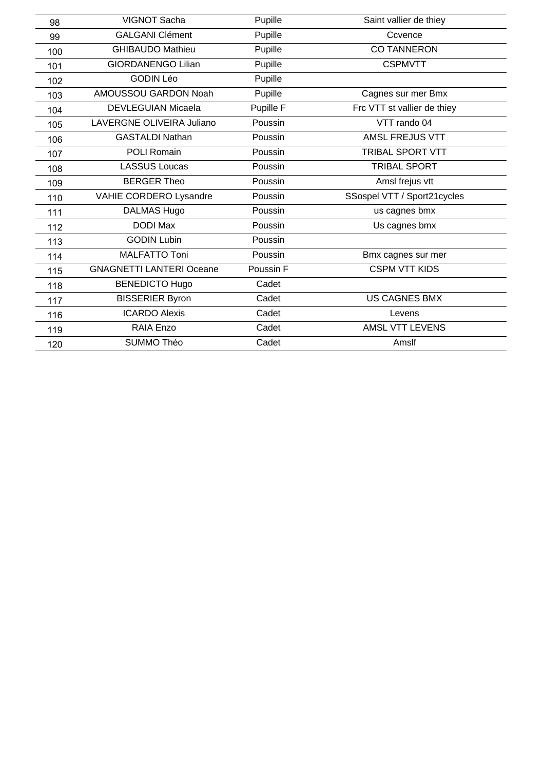| | | | |
|---|---|---|---|
| 98 | VIGNOT Sacha | Pupille | Saint vallier de thiey |
| 99 | GALGANI Clément | Pupille | Ccvence |
| 100 | GHIBAUDO Mathieu | Pupille | CO TANNERON |
| 101 | GIORDANENGO Lilian | Pupille | CSPMVTT |
| 102 | GODIN Léo | Pupille | |
| 103 | AMOUSSOU GARDON Noah | Pupille | Cagnes sur mer Bmx |
| 104 | DEVLEGUIAN Micaela | Pupille F | Frc VTT st vallier de thiey |
| 105 | LAVERGNE OLIVEIRA Juliano | Poussin | VTT rando 04 |
| 106 | GASTALDI Nathan | Poussin | AMSL FREJUS VTT |
| 107 | POLI Romain | Poussin | TRIBAL SPORT VTT |
| 108 | LASSUS Loucas | Poussin | TRIBAL SPORT |
| 109 | BERGER Theo | Poussin | Amsl frejus vtt |
| 110 | VAHIE CORDERO Lysandre | Poussin | SSospel VTT / Sport21cycles |
| 111 | DALMAS Hugo | Poussin | us cagnes bmx |
| 112 | DODI Max | Poussin | Us cagnes bmx |
| 113 | GODIN Lubin | Poussin | |
| 114 | MALFATTO Toni | Poussin | Bmx cagnes sur mer |
| 115 | GNAGNETTI LANTERI Oceane | Poussin F | CSPM VTT KIDS |
| 118 | BENEDICTO Hugo | Cadet | |
| 117 | BISSERIER Byron | Cadet | US CAGNES BMX |
| 116 | ICARDO Alexis | Cadet | Levens |
| 119 | RAIA Enzo | Cadet | AMSL VTT LEVENS |
| 120 | SUMMO Théo | Cadet | Amslf |